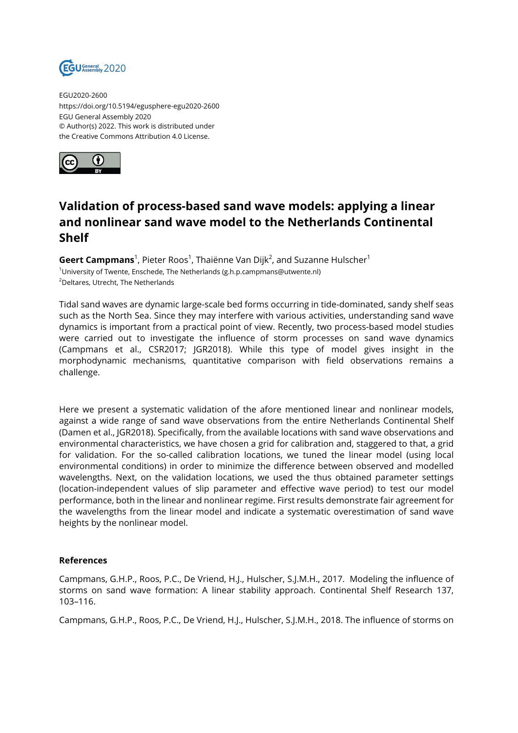EGU2020-2600
https://doi.org/10.5194/egusphere-egu2020-2600
EGU General Assembly 2020
© Author(s) 2022. This work is distributed under
the Creative Commons Attribution 4.0 License.

# Validation of process-based sand wave models: applying a linear and nonlinear sand wave model to the Netherlands Continental Shelf

**Geert Campmans**[1], Pieter Roos[1], Thaiënne Van Dijk[2], and Suzanne Hulscher[1]

[1]University of Twente, Enschede, The Netherlands (g.h.p.campmans@utwente.nl)
[2]Deltares, Utrecht, The Netherlands

Tidal sand waves are dynamic large-scale bed forms occurring in tide-dominated, sandy shelf seas such as the North Sea. Since they may interfere with various activities, understanding sand wave dynamics is important from a practical point of view. Recently, two process-based model studies were carried out to investigate the influence of storm processes on sand wave dynamics (Campmans et al., CSR2017; JGR2018). While this type of model gives insight in the morphodynamic mechanisms, quantitative comparison with field observations remains a challenge.

Here we present a systematic validation of the afore mentioned linear and nonlinear models, against a wide range of sand wave observations from the entire Netherlands Continental Shelf (Damen et al., JGR2018). Specifically, from the available locations with sand wave observations and environmental characteristics, we have chosen a grid for calibration and, staggered to that, a grid for validation. For the so-called calibration locations, we tuned the linear model (using local environmental conditions) in order to minimize the difference between observed and modelled wavelengths. Next, on the validation locations, we used the thus obtained parameter settings (location-independent values of slip parameter and effective wave period) to test our model performance, both in the linear and nonlinear regime. First results demonstrate fair agreement for the wavelengths from the linear model and indicate a systematic overestimation of sand wave heights by the nonlinear model.

**References**

Campmans, G.H.P., Roos, P.C., De Vriend, H.J., Hulscher, S.J.M.H., 2017. Modeling the influence of storms on sand wave formation: A linear stability approach. Continental Shelf Research 137, 103–116.

Campmans, G.H.P., Roos, P.C., De Vriend, H.J., Hulscher, S.J.M.H., 2018. The influence of storms on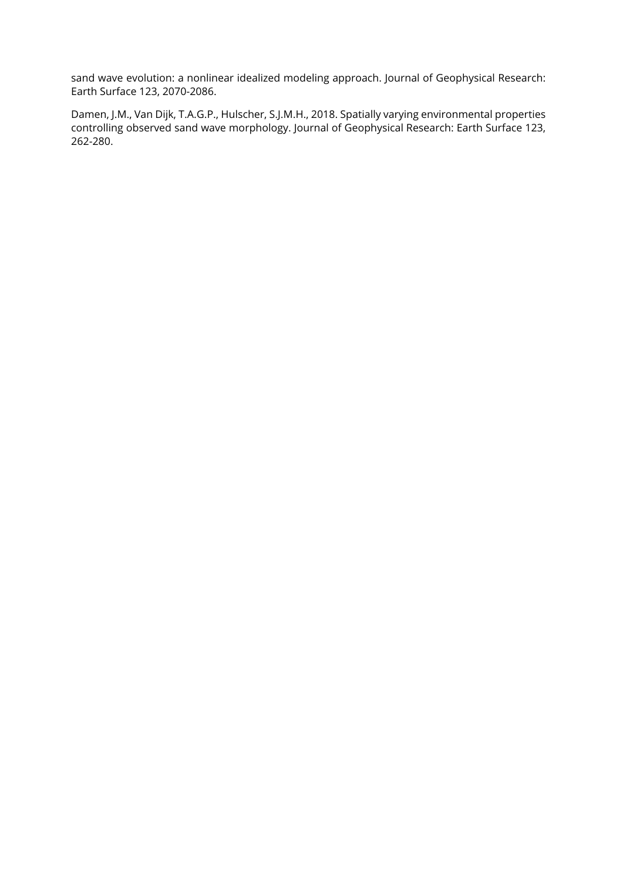sand wave evolution: a nonlinear idealized modeling approach. Journal of Geophysical Research: Earth Surface 123, 2070-2086.

Damen, J.M., Van Dijk, T.A.G.P., Hulscher, S.J.M.H., 2018. Spatially varying environmental properties controlling observed sand wave morphology. Journal of Geophysical Research: Earth Surface 123, 262-280.